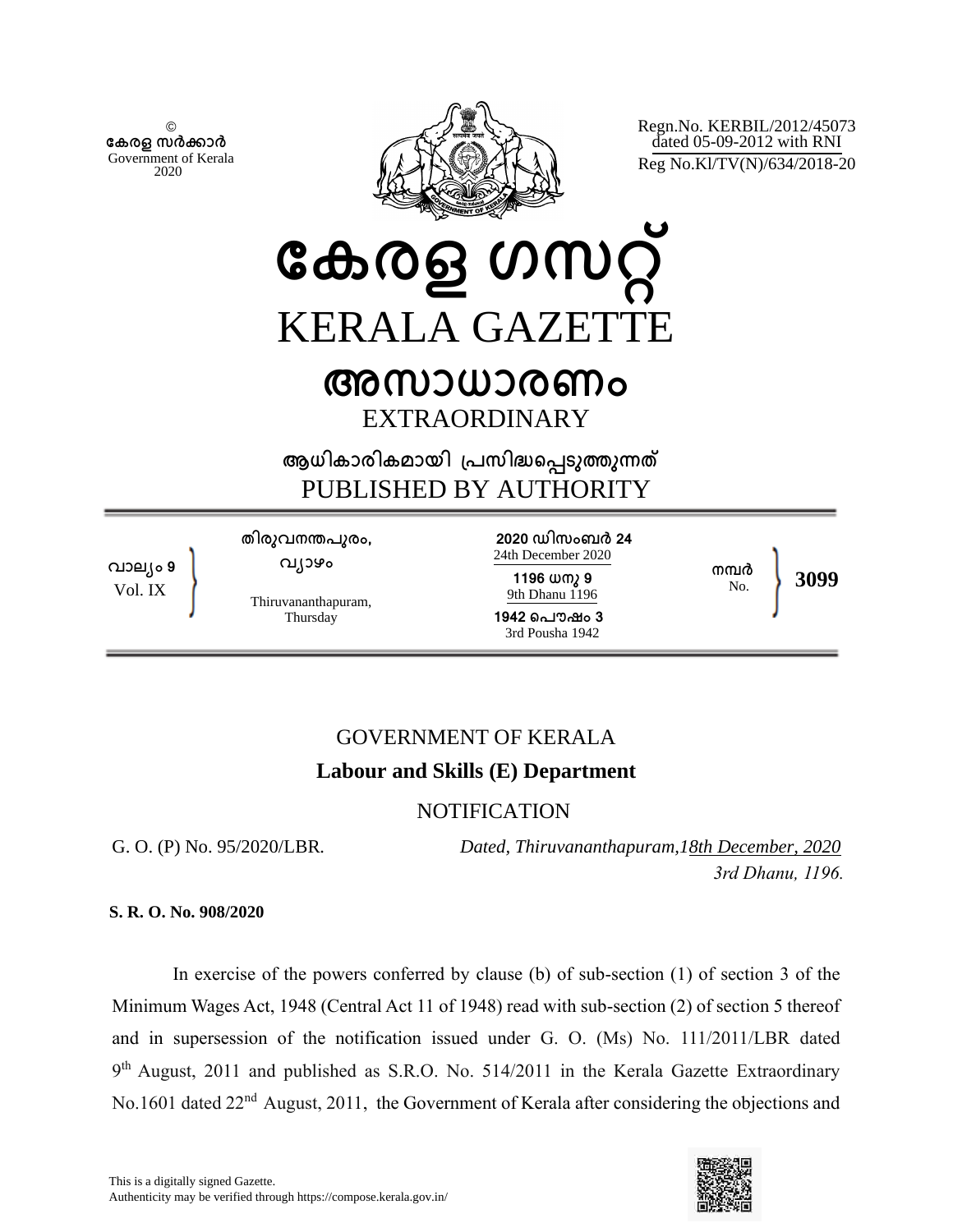© 
കേരള സർക്കാർ 
Government of Kerala 
2020

Regn.No. KERBIL/2012/45073 
dated 05-09-2012 with RNI 
Reg No.Kl/TV(N)/634/2018-20

# കേരള ഗസറ്റ്
# KERALA GAZETTE

## അസാധാരണം
## EXTRAORDINARY

### ആധികാരികമായി പ്രസിദ്ധപ്പെടുത്തുന്നത്
### PUBLISHED BY AUTHORITY

| | | | |
|---|---|---|---|
| വാല്യം 9 Vol. IX | തിരുവനന്തപുരം, വ്യാഴം Thiruvananthapuram, Thursday | 2020 ഡിസംബർ 24 24th December 2020 1196 ധനു 9 9th Dhanu 1196 1942 പൌഷം 3 3rd Pousha 1942 | നമ്പർ No. 3099 |

GOVERNMENT OF KERALA

**Labour and Skills (E) Department**

NOTIFICATION

G. O. (P) No. 95/2020/LBR. *Dated, Thiruvananthapuram, 18th December, 2020* 
*3rd Dhanu, 1196.*

**S. R. O. No. 908/2020**

In exercise of the powers conferred by clause (b) of sub-section (1) of section 3 of the Minimum Wages Act, 1948 (Central Act 11 of 1948) read with sub-section (2) of section 5 thereof and in supersession of the notification issued under G. O. (Ms) No. 111/2011/LBR dated 9th August, 2011 and published as S.R.O. No. 514/2011 in the Kerala Gazette Extraordinary No.1601 dated 22nd August, 2011, the Government of Kerala after considering the objections and

This is a digitally signed Gazette. 
Authenticity may be verified through https://compose.kerala.gov.in/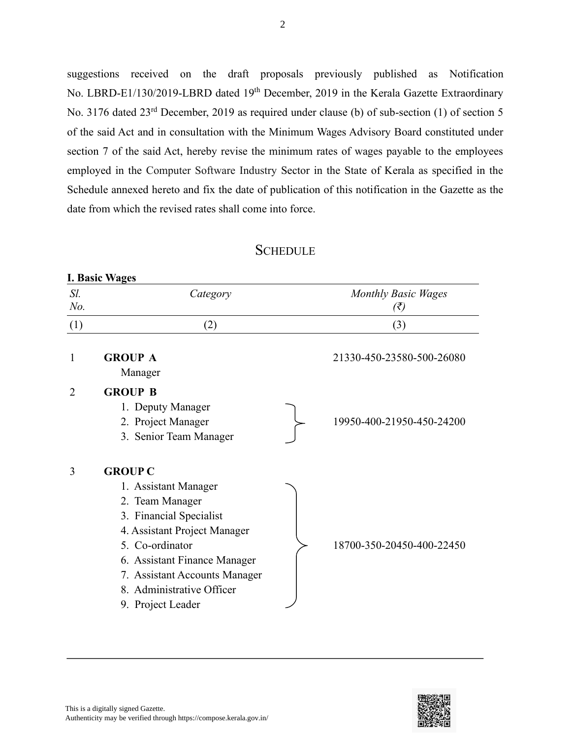suggestions received on the draft proposals previously published as Notification No. LBRD-E1/130/2019-LBRD dated 19th December, 2019 in the Kerala Gazette Extraordinary No. 3176 dated 23rd December, 2019 as required under clause (b) of sub-section (1) of section 5 of the said Act and in consultation with the Minimum Wages Advisory Board constituted under section 7 of the said Act, hereby revise the minimum rates of wages payable to the employees employed in the Computer Software Industry Sector in the State of Kerala as specified in the Schedule annexed hereto and fix the date of publication of this notification in the Gazette as the date from which the revised rates shall come into force.

## SCHEDULE

**I. Basic Wages**

| *Sl. No.* | *Category* | *Monthly Basic Wages (₹)* |
|---|---|---|
| (1) | (2) | (3) |
| 1 | **GROUP A**<br>Manager | 21330-450-23580-500-26080 |
| 2 | **GROUP B**<br>1. Deputy Manager<br>2. Project Manager<br>3. Senior Team Manager | 19950-400-21950-450-24200 |
| 3 | **GROUP C**<br>1. Assistant Manager<br>2. Team Manager<br>3. Financial Specialist<br>4. Assistant Project Manager<br>5. Co-ordinator<br>6. Assistant Finance Manager<br>7. Assistant Accounts Manager<br>8. Administrative Officer<br>9. Project Leader | 18700-350-20450-400-22450 |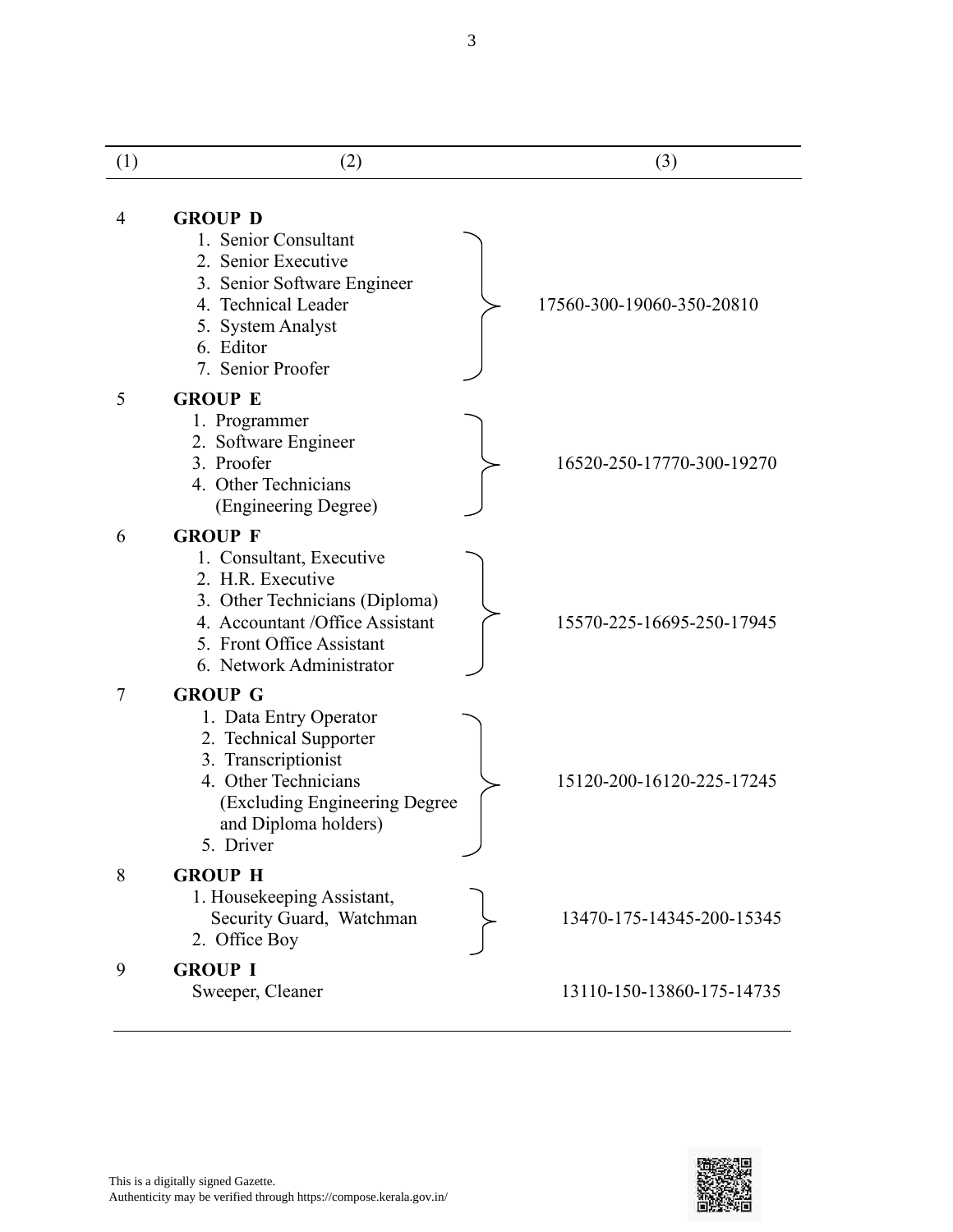| (1) | (2) | (3) |
|---|---|---|
| 4 | **GROUP D**<br>1. Senior Consultant<br>2. Senior Executive<br>3. Senior Software Engineer<br>4. Technical Leader<br>5. System Analyst<br>6. Editor<br>7. Senior Proofer | 17560-300-19060-350-20810 |
| 5 | **GROUP E**<br>1. Programmer<br>2. Software Engineer<br>3. Proofer<br>4. Other Technicians (Engineering Degree) | 16520-250-17770-300-19270 |
| 6 | **GROUP F**<br>1. Consultant, Executive<br>2. H.R. Executive<br>3. Other Technicians (Diploma)<br>4. Accountant /Office Assistant<br>5. Front Office Assistant<br>6. Network Administrator | 15570-225-16695-250-17945 |
| 7 | **GROUP G**<br>1. Data Entry Operator<br>2. Technical Supporter<br>3. Transcriptionist<br>4. Other Technicians (Excluding Engineering Degree and Diploma holders)<br>5. Driver | 15120-200-16120-225-17245 |
| 8 | **GROUP H**<br>1. Housekeeping Assistant, Security Guard, Watchman<br>2. Office Boy | 13470-175-14345-200-15345 |
| 9 | **GROUP I**<br>Sweeper, Cleaner | 13110-150-13860-175-14735 |

This is a digitally signed Gazette.
Authenticity may be verified through https://compose.kerala.gov.in/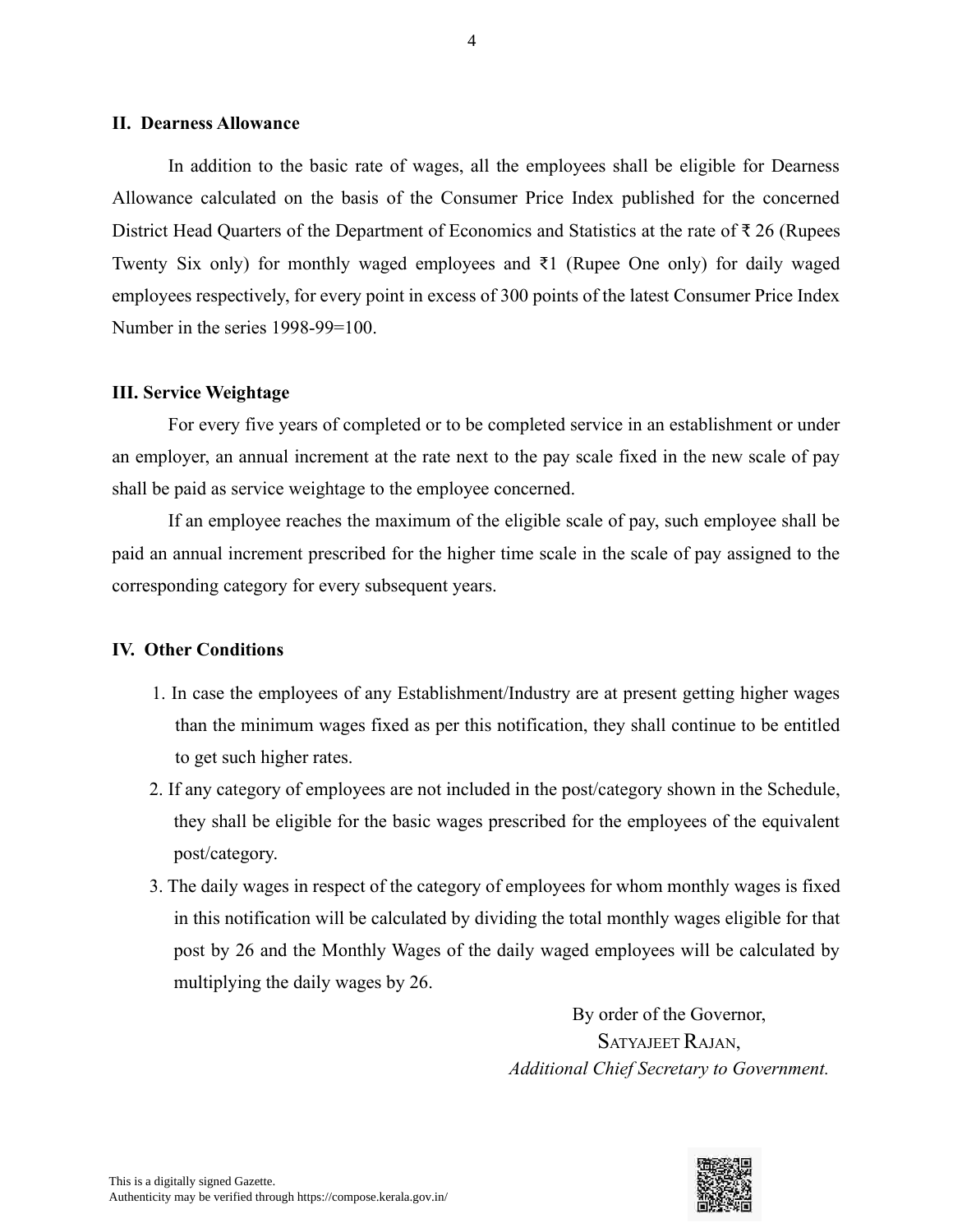## II. Dearness Allowance

In addition to the basic rate of wages, all the employees shall be eligible for Dearness Allowance calculated on the basis of the Consumer Price Index published for the concerned District Head Quarters of the Department of Economics and Statistics at the rate of ₹ 26 (Rupees Twenty Six only) for monthly waged employees and ₹1 (Rupee One only) for daily waged employees respectively, for every point in excess of 300 points of the latest Consumer Price Index Number in the series 1998-99=100.

## III. Service Weightage

For every five years of completed or to be completed service in an establishment or under an employer, an annual increment at the rate next to the pay scale fixed in the new scale of pay shall be paid as service weightage to the employee concerned.

If an employee reaches the maximum of the eligible scale of pay, such employee shall be paid an annual increment prescribed for the higher time scale in the scale of pay assigned to the corresponding category for every subsequent years.

## IV. Other Conditions

1. In case the employees of any Establishment/Industry are at present getting higher wages than the minimum wages fixed as per this notification, they shall continue to be entitled to get such higher rates.
2. If any category of employees are not included in the post/category shown in the Schedule, they shall be eligible for the basic wages prescribed for the employees of the equivalent post/category.
3. The daily wages in respect of the category of employees for whom monthly wages is fixed in this notification will be calculated by dividing the total monthly wages eligible for that post by 26 and the Monthly Wages of the daily waged employees will be calculated by multiplying the daily wages by 26.

By order of the Governor,

SATYAJEET RAJAN,

*Additional Chief Secretary to Government.*

This is a digitally signed Gazette.
Authenticity may be verified through https://compose.kerala.gov.in/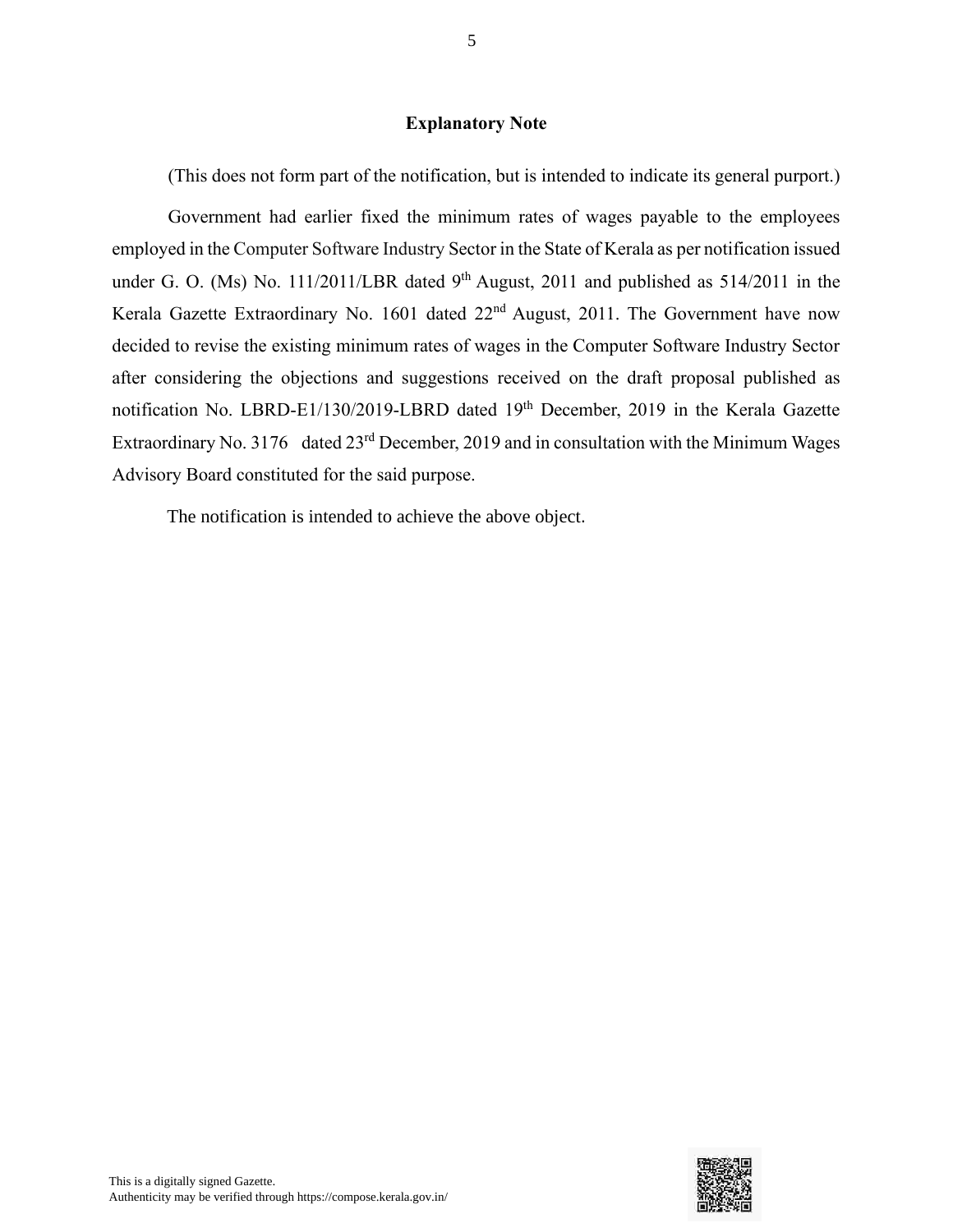## Explanatory Note

(This does not form part of the notification, but is intended to indicate its general purport.)

Government had earlier fixed the minimum rates of wages payable to the employees employed in the Computer Software Industry Sector in the State of Kerala as per notification issued under G. O. (Ms) No. 111/2011/LBR dated 9th August, 2011 and published as 514/2011 in the Kerala Gazette Extraordinary No. 1601 dated 22nd August, 2011. The Government have now decided to revise the existing minimum rates of wages in the Computer Software Industry Sector after considering the objections and suggestions received on the draft proposal published as notification No. LBRD-E1/130/2019-LBRD dated 19th December, 2019 in the Kerala Gazette Extraordinary No. 3176 dated 23rd December, 2019 and in consultation with the Minimum Wages Advisory Board constituted for the said purpose.

The notification is intended to achieve the above object.

This is a digitally signed Gazette.
Authenticity may be verified through https://compose.kerala.gov.in/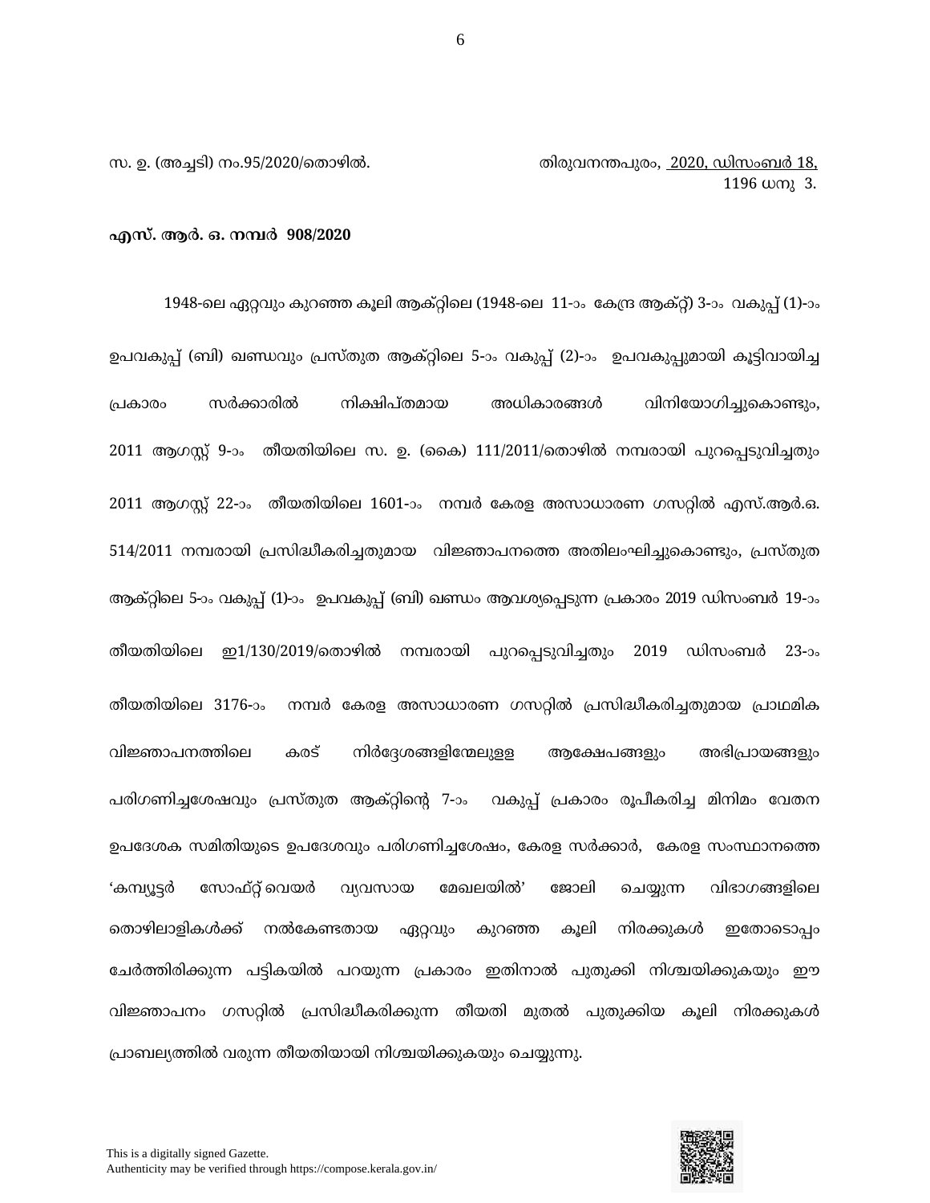സ. ഉ. (അച്ചടി) നം.95/2020/തൊഴിൽ. തിരുവനന്തപുരം, 2020, ഡിസംബർ 18, 1196 ധനു 3.

**എസ്. ആർ. ഒ. നമ്പർ 908/2020**

1948-ലെ ഏറ്റവും കുറഞ്ഞ കൂലി ആക്റ്റിലെ (1948-ലെ 11-ാം കേന്ദ്ര ആക്റ്റ്) 3-ാം വകുപ്പ് (1)-ാം ഉപവകുപ്പ് (ബി) ഖണ്ഡവും പ്രസ്തുത ആക്റ്റിലെ 5-ാം വകുപ്പ് (2)-ാം ഉപവകുപ്പുമായി കൂട്ടിവായിച്ച പ്രകാരം സർക്കാരിൽ നിക്ഷിപ്തമായ അധികാരങ്ങൾ വിനിയോഗിച്ചുകൊണ്ടും, 2011 ആഗസ്റ്റ് 9-ാം തീയതിയിലെ സ. ഉ. (കൈ) 111/2011/തൊഴിൽ നമ്പരായി പുറപ്പെടുവിച്ചതും 2011 ആഗസ്റ്റ് 22-ാം തീയതിയിലെ 1601-ാം നമ്പർ കേരള അസാധാരണ ഗസറ്റിൽ എസ്.ആർ.ഒ. 514/2011 നമ്പരായി പ്രസിദ്ധീകരിച്ചതുമായ വിജ്ഞാപനത്തെ അതിലംഘിച്ചുകൊണ്ടും, പ്രസ്തുത ആക്റ്റിലെ 5-ാം വകുപ്പ് (1)-ാം ഉപവകുപ്പ് (ബി) ഖണ്ഡം ആവശ്യപ്പെടുന്ന പ്രകാരം 2019 ഡിസംബർ 19-ാം തീയതിയിലെ ഇ1/130/2019/തൊഴിൽ നമ്പരായി പുറപ്പെടുവിച്ചതും 2019 ഡിസംബർ 23-ാം തീയതിയിലെ 3176-ാം നമ്പർ കേരള അസാധാരണ ഗസറ്റിൽ പ്രസിദ്ധീകരിച്ചതുമായ പ്രാഥമിക വിജ്ഞാപനത്തിലെ കരട് നിർദ്ദേശങ്ങളിന്മേലുള്ള ആക്ഷേപങ്ങളും അഭിപ്രായങ്ങളും പരിഗണിച്ചശേഷവും പ്രസ്തുത ആക്റ്റിന്റെ 7-ാം വകുപ്പ് പ്രകാരം രൂപീകരിച്ച മിനിമം വേതന ഉപദേശക സമിതിയുടെ ഉപദേശവും പരിഗണിച്ചശേഷം, കേരള സർക്കാർ, കേരള സംസ്ഥാനത്തെ 'കമ്പ്യൂട്ടർ സോഫ്റ്റ് വെയർ വ്യവസായ മേഖലയിൽ' ജോലി ചെയ്യുന്ന വിഭാഗങ്ങളിലെ തൊഴിലാളികൾക്ക് നൽകേണ്ടതായ ഏറ്റവും കുറഞ്ഞ കൂലി നിരക്കുകൾ ഇതോടൊപ്പം ചേർത്തിരിക്കുന്ന പട്ടികയിൽ പറയുന്ന പ്രകാരം ഇതിനാൽ പുതുക്കി നിശ്ചയിക്കുകയും ഈ വിജ്ഞാപനം ഗസറ്റിൽ പ്രസിദ്ധീകരിക്കുന്ന തീയതി മുതൽ പുതുക്കിയ കൂലി നിരക്കുകൾ പ്രാബല്യത്തിൽ വരുന്ന തീയതിയായി നിശ്ചയിക്കുകയും ചെയ്യുന്നു.

This is a digitally signed Gazette.
Authenticity may be verified through https://compose.kerala.gov.in/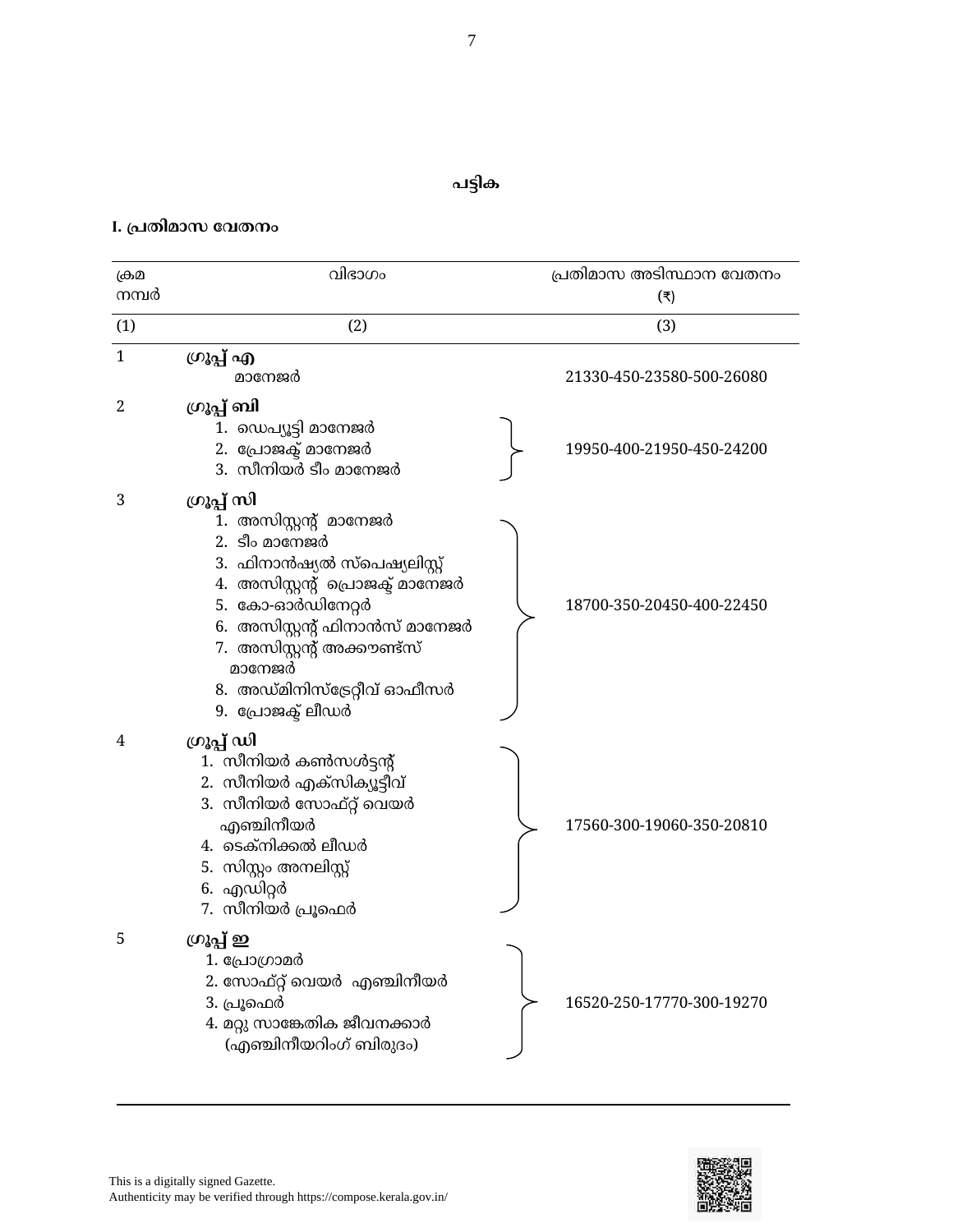## പട്ടിക

### I. പ്രതിമാസ വേതനം

| ക്രമ നമ്പർ | വിഭാഗം | പ്രതിമാസ അടിസ്ഥാന വേതനം (₹) |
|---|---|---|
| (1) | (2) | (3) |
| 1 | **ഗ്രൂപ്പ് എ**<br>മാനേജർ | 21330-450-23580-500-26080 |
| 2 | **ഗ്രൂപ്പ് ബി**<br>1. ഡെപ്യൂട്ടി മാനേജർ<br>2. പ്രോജക്ട് മാനേജർ<br>3. സീനിയർ ടീം മാനേജർ | 19950-400-21950-450-24200 |
| 3 | **ഗ്രൂപ്പ് സി**<br>1. അസിസ്റ്റന്റ് മാനേജർ<br>2. ടീം മാനേജർ<br>3. ഫിനാൻഷ്യൽ സ്പെഷ്യലിസ്റ്റ്<br>4. അസിസ്റ്റന്റ് പ്രൊജക്ട് മാനേജർ<br>5. കോ-ഓർഡിനേറ്റർ<br>6. അസിസ്റ്റന്റ് ഫിനാൻസ് മാനേജർ<br>7. അസിസ്റ്റന്റ് അക്കൗണ്ട്സ് മാനേജർ<br>8. അഡ്മിനിസ്ട്രേറ്റീവ് ഓഫീസർ<br>9. പ്രോജക്ട് ലീഡർ | 18700-350-20450-400-22450 |
| 4 | **ഗ്രൂപ്പ് ഡി**<br>1. സീനിയർ കൺസൾട്ടന്റ്<br>2. സീനിയർ എക്സിക്യൂട്ടീവ്<br>3. സീനിയർ സോഫ്റ്റ് വെയർ എഞ്ചിനീയർ<br>4. ടെക്നിക്കൽ ലീഡർ<br>5. സിസ്റ്റം അനലിസ്റ്റ്<br>6. എഡിറ്റർ<br>7. സീനിയർ പ്രൂഫെർ | 17560-300-19060-350-20810 |
| 5 | **ഗ്രൂപ്പ് ഇ**<br>1. പ്രോഗ്രാമർ<br>2. സോഫ്റ്റ് വെയർ എഞ്ചിനീയർ<br>3. പ്രൂഫെർ<br>4. മറ്റു സാങ്കേതിക ജീവനക്കാർ (എഞ്ചിനീയറിംഗ് ബിരുദം) | 16520-250-17770-300-19270 |

This is a digitally signed Gazette.
Authenticity may be verified through https://compose.kerala.gov.in/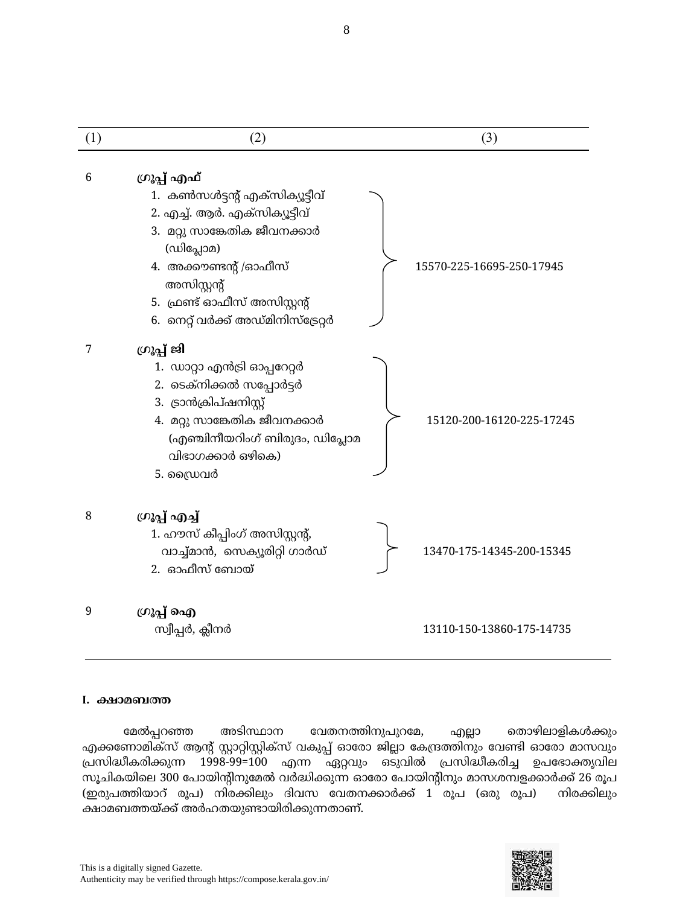| (1) | (2) | (3) |
|---|---|---|
| 6 | **ഗ്രൂപ്പ് എഫ്**<br>1. കൺസൾട്ടന്റ് എക്സിക്യൂട്ടീവ്<br>2. എച്ച്. ആർ. എക്സിക്യൂട്ടീവ്<br>3. മറ്റു സാങ്കേതിക ജീവനക്കാർ (ഡിപ്ലോമ)<br>4. അക്കൗണ്ടന്റ് /ഓഫീസ് അസിസ്റ്റന്റ്<br>5. ഫ്രണ്ട് ഓഫീസ് അസിസ്റ്റന്റ്<br>6. നെറ്റ് വർക്ക് അഡ്മിനിസ്ട്രേറ്റർ | 15570-225-16695-250-17945 |
| 7 | **ഗ്രൂപ്പ് ജി**<br>1. ഡാറ്റാ എൻട്രി ഓപ്പറേറ്റർ<br>2. ടെക്നിക്കൽ സപ്പോർട്ടർ<br>3. ട്രാൻക്രിപ്ഷനിസ്റ്റ്<br>4. മറ്റു സാങ്കേതിക ജീവനക്കാർ (എഞ്ചിനീയറിംഗ് ബിരുദം, ഡിപ്ലോമ വിഭാഗക്കാർ ഒഴികെ)<br>5. ഡ്രൈവർ | 15120-200-16120-225-17245 |
| 8 | **ഗ്രൂപ്പ് എച്ച്**<br>1. ഹൗസ് കീപ്പിംഗ് അസിസ്റ്റന്റ്, വാച്ച്മാൻ, സെക്യൂരിറ്റി ഗാർഡ്<br>2. ഓഫീസ് ബോയ് | 13470-175-14345-200-15345 |
| 9 | **ഗ്രൂപ്പ് ഐ**<br>സ്വീപ്പർ, ക്ലീനർ | 13110-150-13860-175-14735 |

**I. ക്ഷാമബത്ത**

മേൽപ്പറഞ്ഞ അടിസ്ഥാന വേതനത്തിനുപുറമേ, എല്ലാ തൊഴിലാളികൾക്കും എക്കണോമിക്സ് ആന്റ് സ്റ്റാറ്റിസ്റ്റിക്സ് വകുപ്പ് ഓരോ ജില്ലാ കേന്ദ്രത്തിനും വേണ്ടി ഓരോ മാസവും പ്രസിദ്ധീകരിക്കുന്ന 1998-99=100 എന്ന ഏറ്റവും ഒടുവിൽ പ്രസിദ്ധീകരിച്ച ഉപഭോക്തൃവില സൂചികയിലെ 300 പോയിന്റിനുമേൽ വർദ്ധിക്കുന്ന ഓരോ പോയിന്റിനും മാസശമ്പളക്കാർക്ക് 26 രൂപ (ഇരുപത്തിയാറ് രൂപ) നിരക്കിലും ദിവസ വേതനക്കാർക്ക് 1 രൂപ (ഒരു രൂപ) നിരക്കിലും ക്ഷാമബത്തയ്ക്ക് അർഹതയുണ്ടായിരിക്കുന്നതാണ്.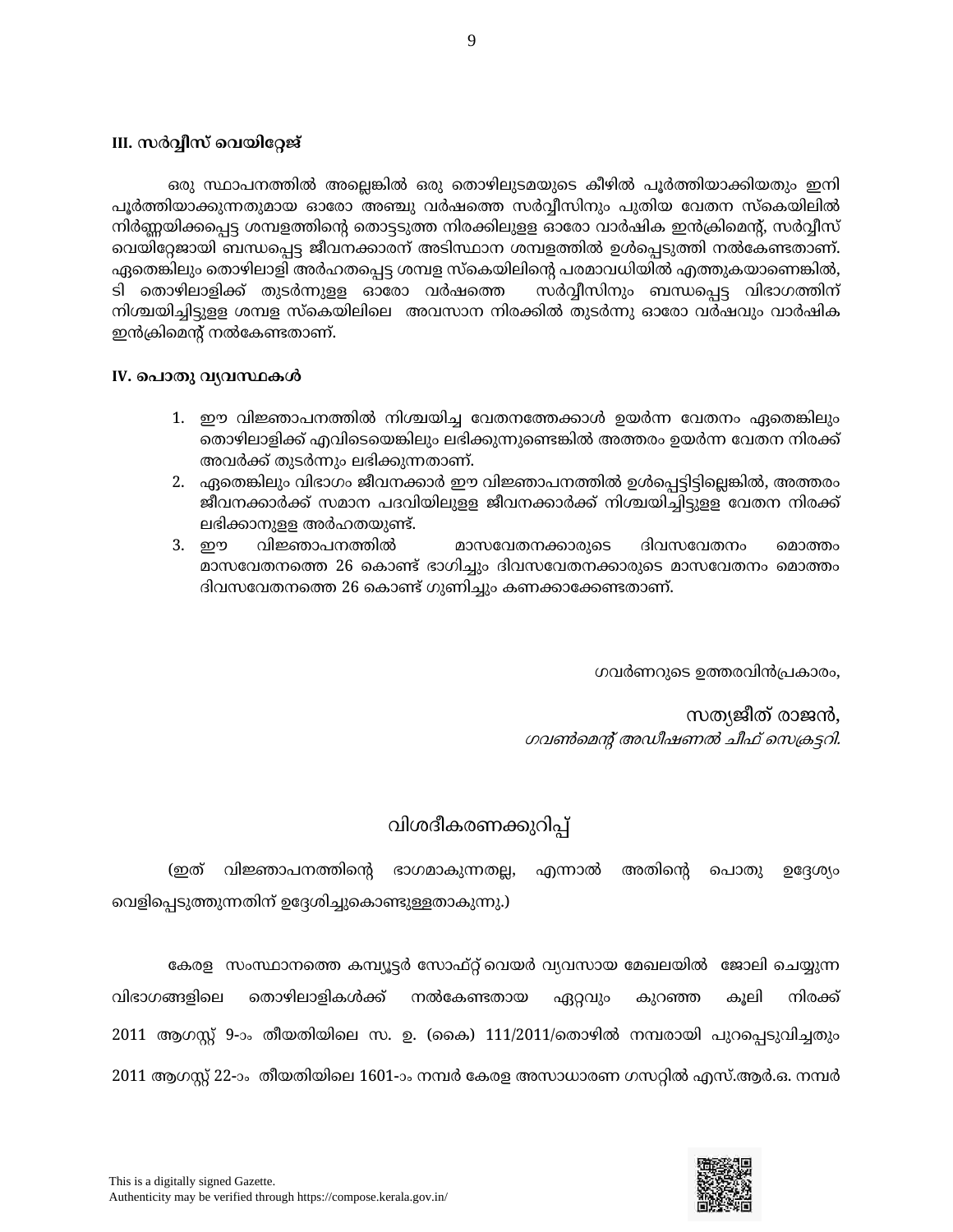### III. സർവ്വീസ് വെയിറ്റേജ്

ഒരു സ്ഥാപനത്തിൽ അല്ലെങ്കിൽ ഒരു തൊഴിലുടമയുടെ കീഴിൽ പൂർത്തിയാക്കിയതും ഇനി പൂർത്തിയാക്കുന്നതുമായ ഓരോ അഞ്ചു വർഷത്തെ സർവ്വീസിനും പുതിയ വേതന സ്കെയിലിൽ നിർണ്ണയിക്കപ്പെട്ട ശമ്പളത്തിന്റെ തൊട്ടടുത്ത നിരക്കിലുള്ള ഓരോ വാർഷിക ഇൻക്രിമെന്റ്, സർവ്വീസ് വെയിറ്റേജായി ബന്ധപ്പെട്ട ജീവനക്കാരന് അടിസ്ഥാന ശമ്പളത്തിൽ ഉൾപ്പെടുത്തി നൽകേണ്ടതാണ്. ഏതെങ്കിലും തൊഴിലാളി അർഹതപ്പെട്ട ശമ്പള സ്കെയിലിന്റെ പരമാവധിയിൽ എത്തുകയാണെങ്കിൽ, ടി തൊഴിലാളിക്ക് തുടർന്നുള്ള ഓരോ വർഷത്തെ സർവ്വീസിനും ബന്ധപ്പെട്ട വിഭാഗത്തിന് നിശ്ചയിച്ചിട്ടുള്ള ശമ്പള സ്കെയിലിലെ അവസാന നിരക്കിൽ തുടർന്നു ഓരോ വർഷവും വാർഷിക ഇൻക്രിമെന്റ് നൽകേണ്ടതാണ്.

### IV. പൊതു വ്യവസ്ഥകൾ

1. ഈ വിജ്ഞാപനത്തിൽ നിശ്ചയിച്ച വേതനത്തേക്കാൾ ഉയർന്ന വേതനം ഏതെങ്കിലും തൊഴിലാളിക്ക് എവിടെയെങ്കിലും ലഭിക്കുന്നുണ്ടെങ്കിൽ അത്തരം ഉയർന്ന വേതന നിരക്ക് അവർക്ക് തുടർന്നും ലഭിക്കുന്നതാണ്.
2. ഏതെങ്കിലും വിഭാഗം ജീവനക്കാർ ഈ വിജ്ഞാപനത്തിൽ ഉൾപ്പെട്ടിട്ടില്ലെങ്കിൽ, അത്തരം ജീവനക്കാർക്ക് സമാന പദവിയിലുള്ള ജീവനക്കാർക്ക് നിശ്ചയിച്ചിട്ടുള്ള വേതന നിരക്ക് ലഭിക്കാനുള്ള അർഹതയുണ്ട്.
3. ഈ വിജ്ഞാപനത്തിൽ മാസവേതനക്കാരുടെ ദിവസവേതനം മൊത്തം മാസവേതനത്തെ 26 കൊണ്ട് ഭാഗിച്ചും ദിവസവേതനക്കാരുടെ മാസവേതനം മൊത്തം ദിവസവേതനത്തെ 26 കൊണ്ട് ഗുണിച്ചും കണക്കാക്കേണ്ടതാണ്.

ഗവർണറുടെ ഉത്തരവിൻപ്രകാരം,

സത്യജീത് രാജൻ,
*ഗവൺമെന്റ് അഡീഷണൽ ചീഫ് സെക്രട്ടറി.*

## വിശദീകരണക്കുറിപ്പ്

(ഇത് വിജ്ഞാപനത്തിന്റെ ഭാഗമാകുന്നതല്ല, എന്നാൽ അതിന്റെ പൊതു ഉദ്ദേശ്യം വെളിപ്പെടുത്തുന്നതിന് ഉദ്ദേശിച്ചുകൊണ്ടുള്ളതാകുന്നു.)

കേരള സംസ്ഥാനത്തെ കമ്പ്യൂട്ടർ സോഫ്റ്റ് വെയർ വ്യവസായ മേഖലയിൽ ജോലി ചെയ്യുന്ന വിഭാഗങ്ങളിലെ തൊഴിലാളികൾക്ക് നൽകേണ്ടതായ ഏറ്റവും കുറഞ്ഞ കൂലി നിരക്ക് 2011 ആഗസ്റ്റ് 9-ാം തീയതിയിലെ സ. ഉ. (കൈ) 111/2011/തൊഴിൽ നമ്പരായി പുറപ്പെടുവിച്ചതും 2011 ആഗസ്റ്റ് 22-ാം തീയതിയിലെ 1601-ാം നമ്പർ കേരള അസാധാരണ ഗസറ്റിൽ എസ്.ആർ.ഒ. നമ്പർ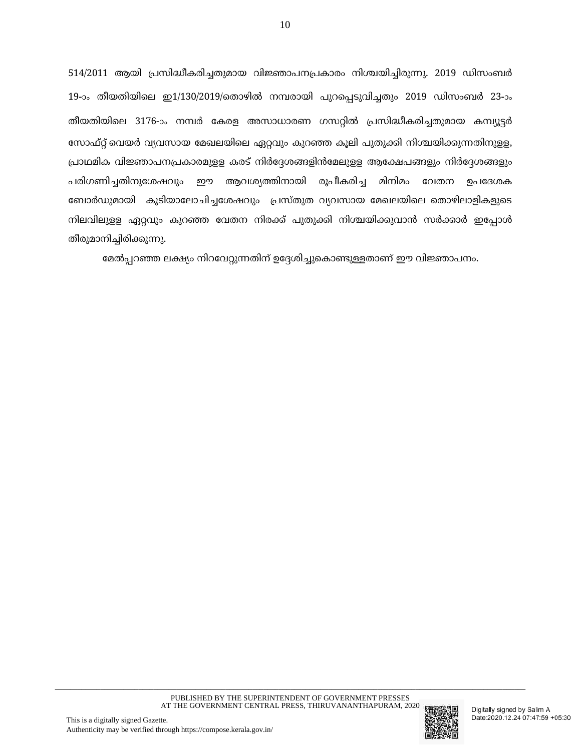514/2011 ആയി പ്രസിദ്ധീകരിച്ചതുമായ വിജ്ഞാപനപ്രകാരം നിശ്ചയിച്ചിരുന്നു. 2019 ഡിസംബർ 19-ാം തീയതിയിലെ ഇ1/130/2019/തൊഴിൽ നമ്പരായി പുറപ്പെടുവിച്ചതും 2019 ഡിസംബർ 23-ാം തീയതിയിലെ 3176-ാം നമ്പർ കേരള അസാധാരണ ഗസറ്റിൽ പ്രസിദ്ധീകരിച്ചതുമായ കമ്പ്യൂട്ടർ സോഫ്റ്റ് വെയർ വ്യവസായ മേഖലയിലെ ഏറ്റവും കുറഞ്ഞ കൂലി പുതുക്കി നിശ്ചയിക്കുന്നതിനുള്ള, പ്രാഥമിക വിജ്ഞാപനപ്രകാരമുള്ള കരട് നിർദ്ദേശങ്ങളിൻമേലുള്ള ആക്ഷേപങ്ങളും നിർദ്ദേശങ്ങളും പരിഗണിച്ചതിനുശേഷവും ഈ ആവശ്യത്തിനായി രൂപീകരിച്ച മിനിമം വേതന ഉപദേശക ബോർഡുമായി കൂടിയാലോചിച്ചശേഷവും പ്രസ്തുത വ്യവസായ മേഖലയിലെ തൊഴിലാളികളുടെ നിലവിലുള്ള ഏറ്റവും കുറഞ്ഞ വേതന നിരക്ക് പുതുക്കി നിശ്ചയിക്കുവാൻ സർക്കാർ ഇപ്പോൾ തീരുമാനിച്ചിരിക്കുന്നു.

മേൽപ്പറഞ്ഞ ലക്ഷ്യം നിറവേറ്റുന്നതിന് ഉദ്ദേശിച്ചുകൊണ്ടുള്ളതാണ് ഈ വിജ്ഞാപനം.

PUBLISHED BY THE SUPERINTENDENT OF GOVERNMENT PRESSES
AT THE GOVERNMENT CENTRAL PRESS, THIRUVANANTHAPURAM, 2020

This is a digitally signed Gazette.
Authenticity may be verified through https://compose.kerala.gov.in/

Digitally signed by Salim A
Date:2020.12.24 07:47:59 +05:30